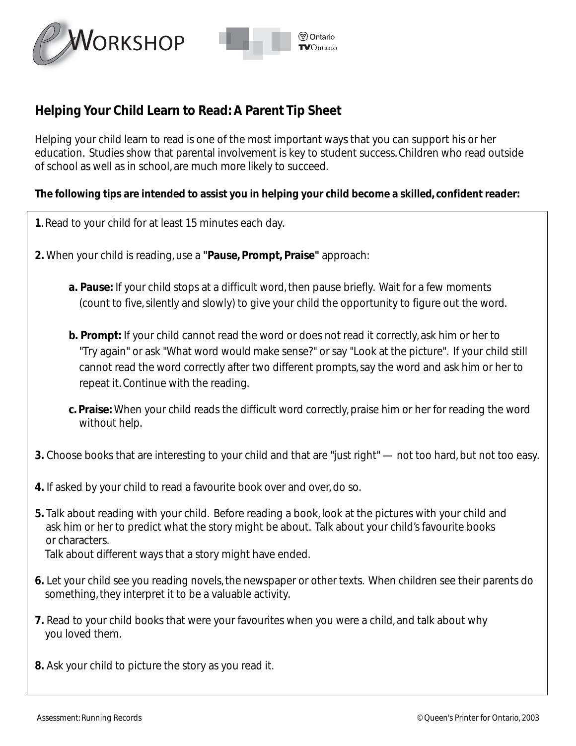## Helping Your Child Learn to Read: A Parent Tip Sheet

Helping your child learn to read is one of the most important ways that you can support his or her education. Studies show that parental involvement is key to student success. Children who read outside of school as well as in school, are much more likely to succeed.

**The following tips are intended to assist you in helping your child become a skilled, confident reader:**

**1**. Read to your child for at least 15 minutes each day.

**2.** When your child is reading, use a **"Pause, Prompt, Praise"** approach:

- **a. Pause:** If your child stops at a difficult word, then pause briefly. Wait for a few moments (count to five, silently and slowly) to give your child the opportunity to figure out the word.
- **b. Prompt:** If your child cannot read the word or does not read it correctly, ask him or her to "Try again" or ask "What word would make sense?" or say "Look at the picture". If your child still cannot read the word correctly after two different prompts, say the word and ask him or her to repeat it. Continue with the reading.
- **c. Praise:** When your child reads the difficult word correctly, praise him or her for reading the word without help.

**3.** Choose books that are interesting to your child and that are "just right" — not too hard, but not too easy.

**4.** If asked by your child to read a favourite book over and over, do so.

**5.** Talk about reading with your child. Before reading a book, look at the pictures with your child and ask him or her to predict what the story might be about. Talk about your child's favourite books or characters.
Talk about different ways that a story might have ended.

**6.** Let your child see you reading novels, the newspaper or other texts. When children see their parents do something, they interpret it to be a valuable activity.

**7.** Read to your child books that were your favourites when you were a child, and talk about why you loved them.

**8.** Ask your child to picture the story as you read it.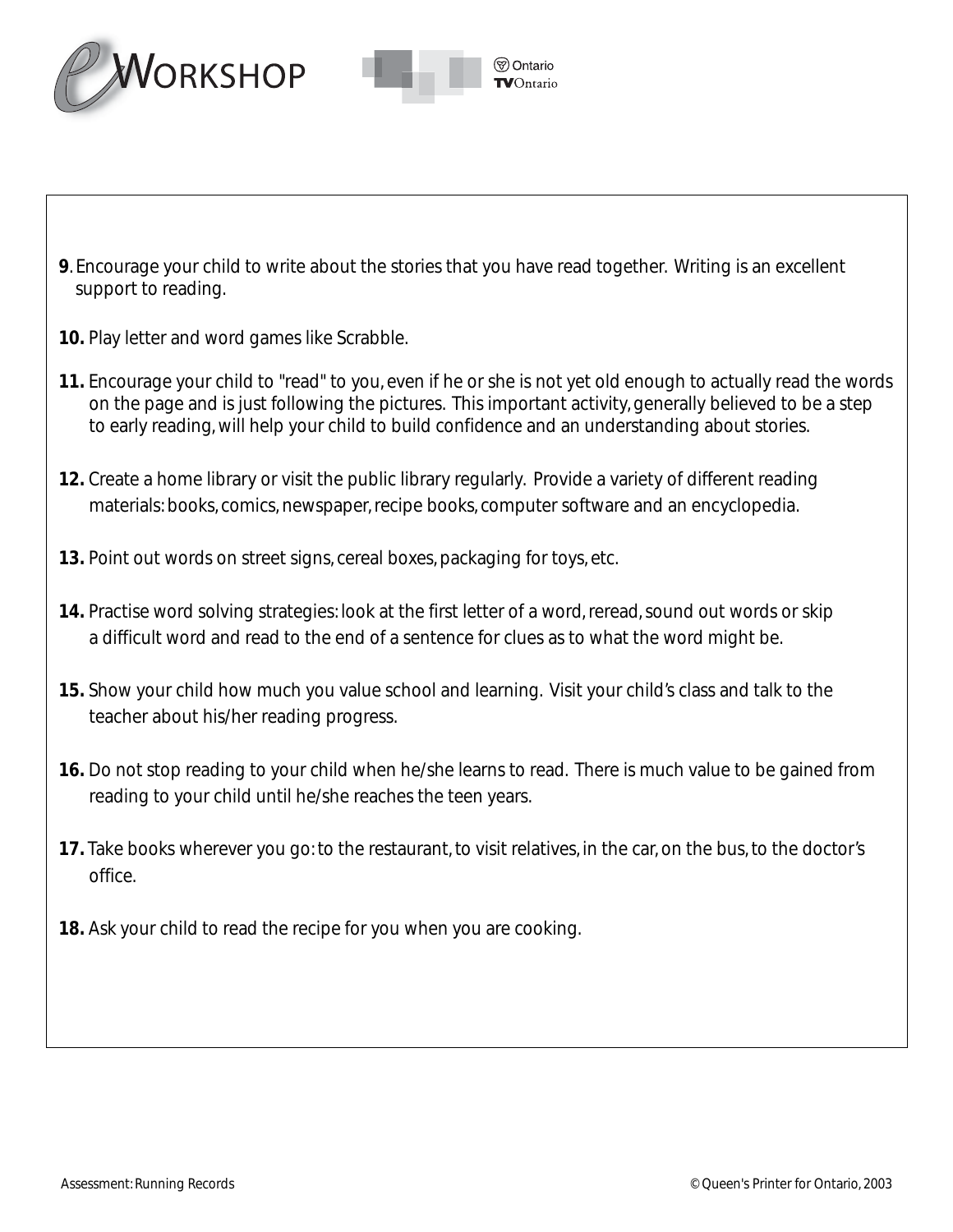**9**. Encourage your child to write about the stories that you have read together. Writing is an excellent support to reading.

**10.** Play letter and word games like Scrabble.

**11.** Encourage your child to "read" to you, even if he or she is not yet old enough to actually read the words on the page and is just following the pictures. This important activity, generally believed to be a step to early reading, will help your child to build confidence and an understanding about stories.

**12.** Create a home library or visit the public library regularly. Provide a variety of different reading materials: books, comics, newspaper, recipe books, computer software and an encyclopedia.

**13.** Point out words on street signs, cereal boxes, packaging for toys, etc.

**14.** Practise word solving strategies: look at the first letter of a word, reread, sound out words or skip a difficult word and read to the end of a sentence for clues as to what the word might be.

**15.** Show your child how much you value school and learning. Visit your child's class and talk to the teacher about his/her reading progress.

**16.** Do not stop reading to your child when he/she learns to read. There is much value to be gained from reading to your child until he/she reaches the teen years.

**17.** Take books wherever you go: to the restaurant, to visit relatives, in the car, on the bus, to the doctor's office.

**18.** Ask your child to read the recipe for you when you are cooking.